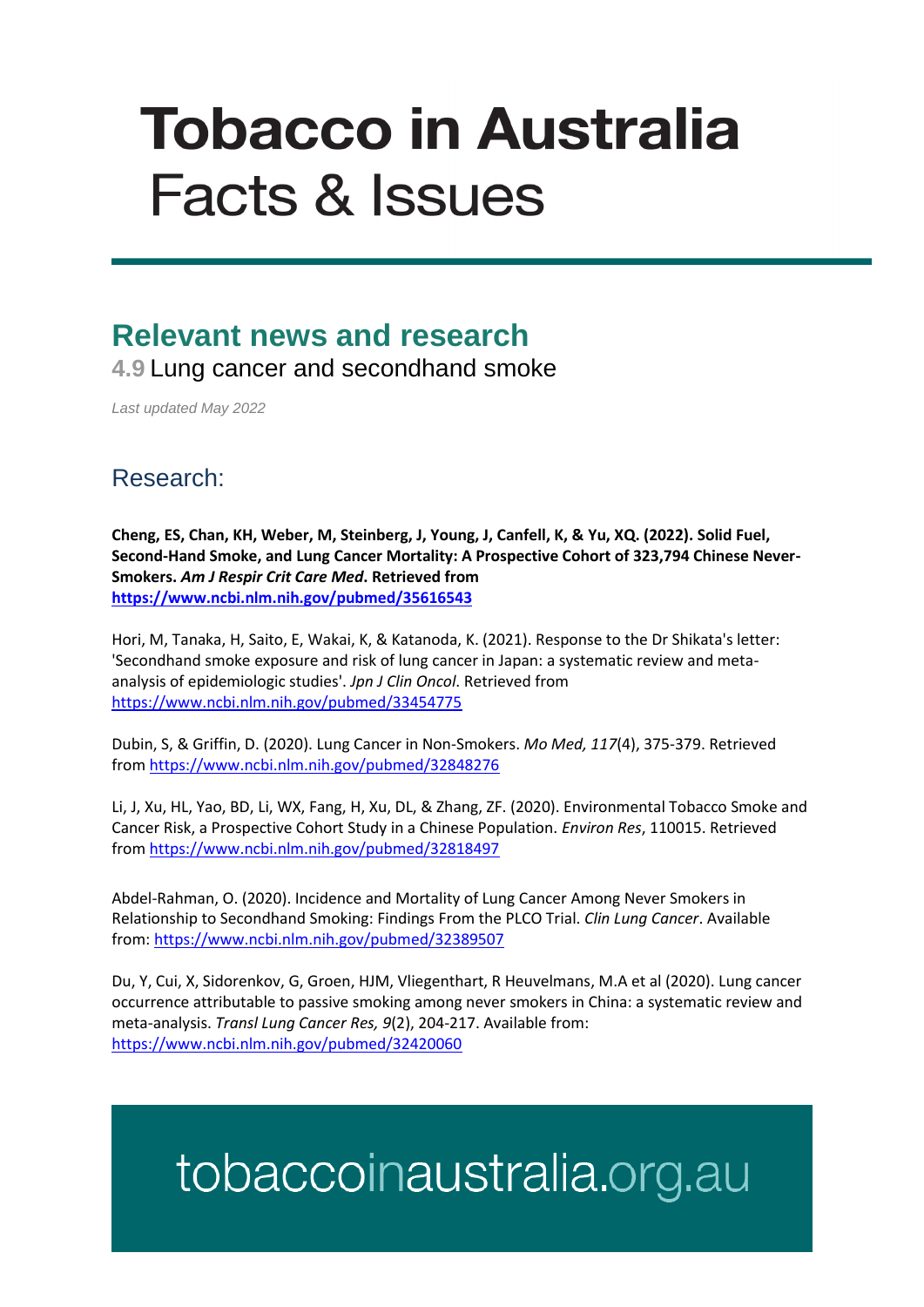# Tobacco in Australia
# Facts & Issues

## Relevant news and research

### 4.9 Lung cancer and secondhand smoke

*Last updated May 2022*

## Research:

**Cheng, ES, Chan, KH, Weber, M, Steinberg, J, Young, J, Canfell, K, & Yu, XQ. (2022). Solid Fuel, Second-Hand Smoke, and Lung Cancer Mortality: A Prospective Cohort of 323,794 Chinese Never-Smokers. *Am J Respir Crit Care Med*. Retrieved from [https://www.ncbi.nlm.nih.gov/pubmed/35616543](https://www.ncbi.nlm.nih.gov/pubmed/35616543)**

Hori, M, Tanaka, H, Saito, E, Wakai, K, & Katanoda, K. (2021). Response to the Dr Shikata's letter: 'Secondhand smoke exposure and risk of lung cancer in Japan: a systematic review and meta-analysis of epidemiologic studies'. *Jpn J Clin Oncol*. Retrieved from [https://www.ncbi.nlm.nih.gov/pubmed/33454775](https://www.ncbi.nlm.nih.gov/pubmed/33454775)

Dubin, S, & Griffin, D. (2020). Lung Cancer in Non-Smokers. *Mo Med, 117*(4), 375-379. Retrieved from [https://www.ncbi.nlm.nih.gov/pubmed/32848276](https://www.ncbi.nlm.nih.gov/pubmed/32848276)

Li, J, Xu, HL, Yao, BD, Li, WX, Fang, H, Xu, DL, & Zhang, ZF. (2020). Environmental Tobacco Smoke and Cancer Risk, a Prospective Cohort Study in a Chinese Population. *Environ Res*, 110015. Retrieved from [https://www.ncbi.nlm.nih.gov/pubmed/32818497](https://www.ncbi.nlm.nih.gov/pubmed/32818497)

Abdel-Rahman, O. (2020). Incidence and Mortality of Lung Cancer Among Never Smokers in Relationship to Secondhand Smoking: Findings From the PLCO Trial. *Clin Lung Cancer*. Available from: [https://www.ncbi.nlm.nih.gov/pubmed/32389507](https://www.ncbi.nlm.nih.gov/pubmed/32389507)

Du, Y, Cui, X, Sidorenkov, G, Groen, HJM, Vliegenthart, R Heuvelmans, M.A et al (2020). Lung cancer occurrence attributable to passive smoking among never smokers in China: a systematic review and meta-analysis. *Transl Lung Cancer Res, 9*(2), 204-217. Available from: [https://www.ncbi.nlm.nih.gov/pubmed/32420060](https://www.ncbi.nlm.nih.gov/pubmed/32420060)

tobaccoinaustralia.org.au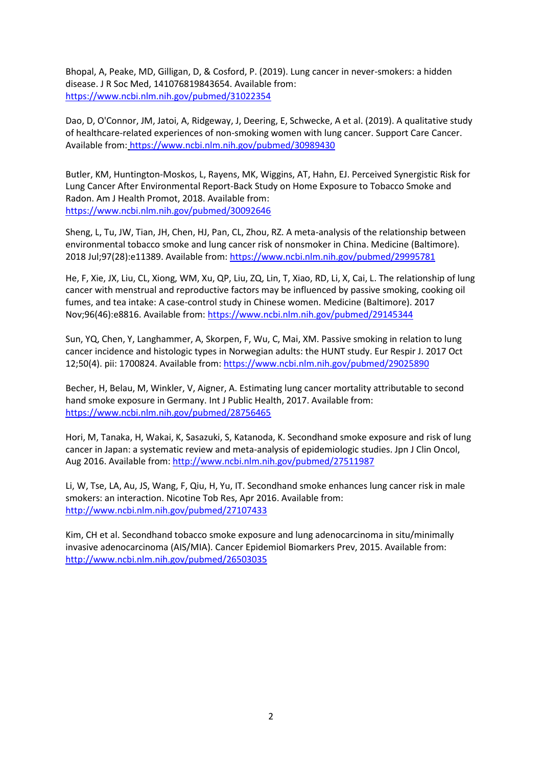Bhopal, A, Peake, MD, Gilligan, D, & Cosford, P. (2019). Lung cancer in never-smokers: a hidden disease. J R Soc Med, 141076819843654. Available from: https://www.ncbi.nlm.nih.gov/pubmed/31022354

Dao, D, O'Connor, JM, Jatoi, A, Ridgeway, J, Deering, E, Schwecke, A et al. (2019). A qualitative study of healthcare-related experiences of non-smoking women with lung cancer. Support Care Cancer. Available from: https://www.ncbi.nlm.nih.gov/pubmed/30989430

Butler, KM, Huntington-Moskos, L, Rayens, MK, Wiggins, AT, Hahn, EJ. Perceived Synergistic Risk for Lung Cancer After Environmental Report-Back Study on Home Exposure to Tobacco Smoke and Radon. Am J Health Promot, 2018. Available from: https://www.ncbi.nlm.nih.gov/pubmed/30092646

Sheng, L, Tu, JW, Tian, JH, Chen, HJ, Pan, CL, Zhou, RZ. A meta-analysis of the relationship between environmental tobacco smoke and lung cancer risk of nonsmoker in China. Medicine (Baltimore). 2018 Jul;97(28):e11389. Available from: https://www.ncbi.nlm.nih.gov/pubmed/29995781

He, F, Xie, JX, Liu, CL, Xiong, WM, Xu, QP, Liu, ZQ, Lin, T, Xiao, RD, Li, X, Cai, L. The relationship of lung cancer with menstrual and reproductive factors may be influenced by passive smoking, cooking oil fumes, and tea intake: A case-control study in Chinese women. Medicine (Baltimore). 2017 Nov;96(46):e8816. Available from: https://www.ncbi.nlm.nih.gov/pubmed/29145344

Sun, YQ, Chen, Y, Langhammer, A, Skorpen, F, Wu, C, Mai, XM. Passive smoking in relation to lung cancer incidence and histologic types in Norwegian adults: the HUNT study. Eur Respir J. 2017 Oct 12;50(4). pii: 1700824. Available from: https://www.ncbi.nlm.nih.gov/pubmed/29025890

Becher, H, Belau, M, Winkler, V, Aigner, A. Estimating lung cancer mortality attributable to second hand smoke exposure in Germany. Int J Public Health, 2017. Available from: https://www.ncbi.nlm.nih.gov/pubmed/28756465

Hori, M, Tanaka, H, Wakai, K, Sasazuki, S, Katanoda, K. Secondhand smoke exposure and risk of lung cancer in Japan: a systematic review and meta-analysis of epidemiologic studies. Jpn J Clin Oncol, Aug 2016. Available from: http://www.ncbi.nlm.nih.gov/pubmed/27511987

Li, W, Tse, LA, Au, JS, Wang, F, Qiu, H, Yu, IT. Secondhand smoke enhances lung cancer risk in male smokers: an interaction. Nicotine Tob Res, Apr 2016. Available from: http://www.ncbi.nlm.nih.gov/pubmed/27107433

Kim, CH et al. Secondhand tobacco smoke exposure and lung adenocarcinoma in situ/minimally invasive adenocarcinoma (AIS/MIA). Cancer Epidemiol Biomarkers Prev, 2015. Available from: http://www.ncbi.nlm.nih.gov/pubmed/26503035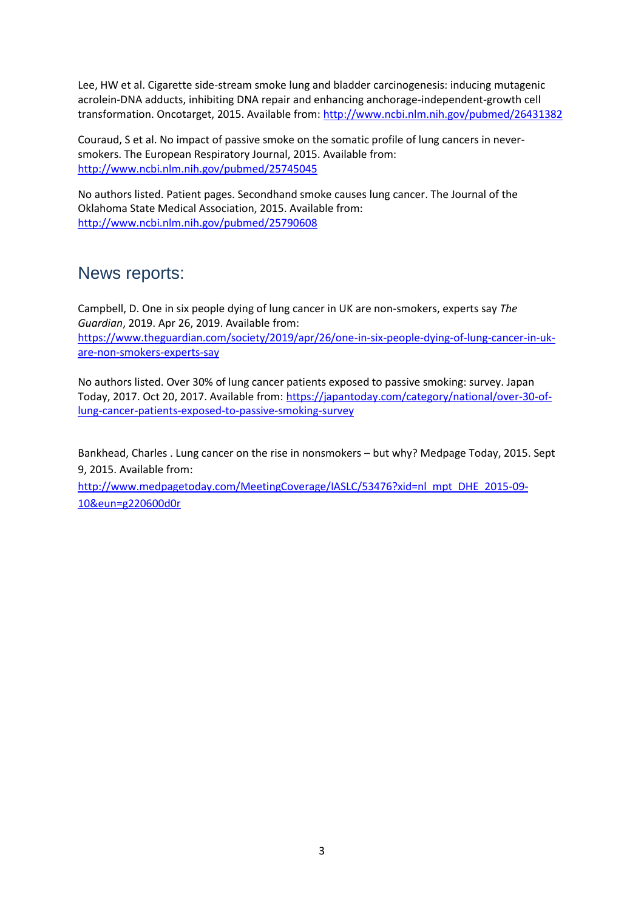Lee, HW et al. Cigarette side-stream smoke lung and bladder carcinogenesis: inducing mutagenic acrolein-DNA adducts, inhibiting DNA repair and enhancing anchorage-independent-growth cell transformation. Oncotarget, 2015. Available from: http://www.ncbi.nlm.nih.gov/pubmed/26431382

Couraud, S et al. No impact of passive smoke on the somatic profile of lung cancers in never-smokers. The European Respiratory Journal, 2015. Available from: http://www.ncbi.nlm.nih.gov/pubmed/25745045

No authors listed. Patient pages. Secondhand smoke causes lung cancer. The Journal of the Oklahoma State Medical Association, 2015. Available from: http://www.ncbi.nlm.nih.gov/pubmed/25790608

## News reports:

Campbell, D. One in six people dying of lung cancer in UK are non-smokers, experts say *The Guardian*, 2019. Apr 26, 2019. Available from: https://www.theguardian.com/society/2019/apr/26/one-in-six-people-dying-of-lung-cancer-in-uk-are-non-smokers-experts-say

No authors listed. Over 30% of lung cancer patients exposed to passive smoking: survey. Japan Today, 2017. Oct 20, 2017. Available from: https://japantoday.com/category/national/over-30-of-lung-cancer-patients-exposed-to-passive-smoking-survey

Bankhead, Charles . Lung cancer on the rise in nonsmokers – but why? Medpage Today, 2015. Sept 9, 2015. Available from: http://www.medpagetoday.com/MeetingCoverage/IASLC/53476?xid=nl_mpt_DHE_2015-09-10&eun=g220600d0r